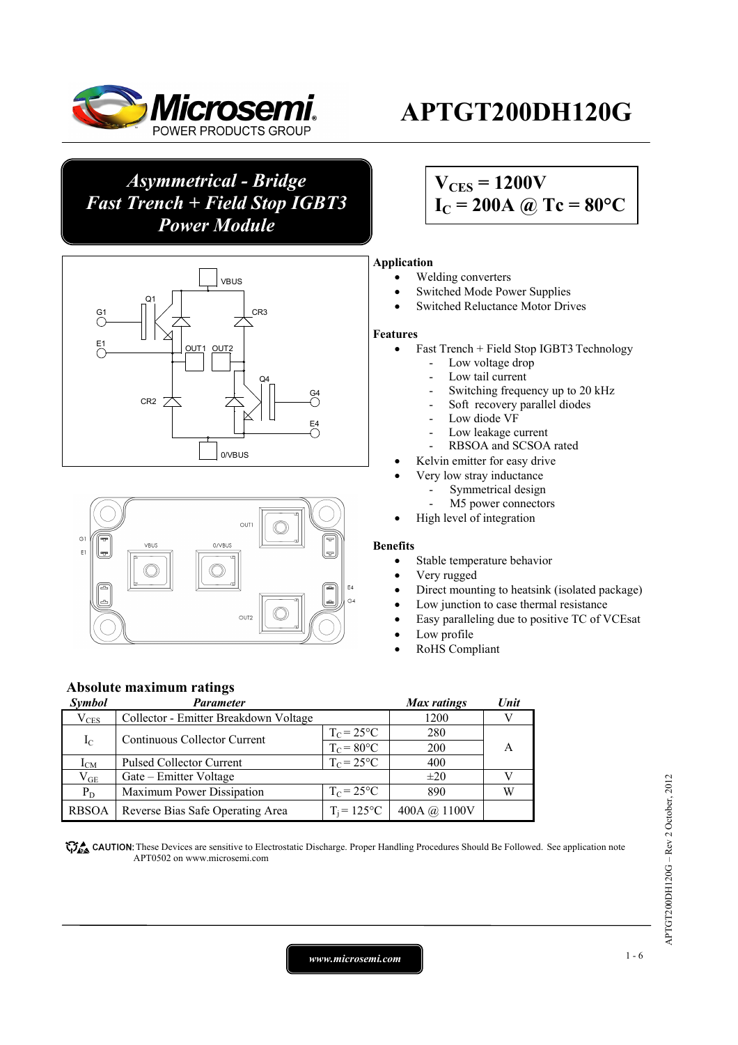# APTGT200DH120G

***Asymmetrical - Bridge***
***Fast Trench + Field Stop IGBT3***
***Power Module***

$V_{CES}$ = 1200V
$I_C$ = 200A @ Tc = 80°C

**Application**

- Welding converters
- Switched Mode Power Supplies
- Switched Reluctance Motor Drives

**Features**

- Fast Trench + Field Stop IGBT3 Technology
  - Low voltage drop
  - Low tail current
  - Switching frequency up to 20 kHz
  - Soft recovery parallel diodes
  - Low diode VF
  - Low leakage current
  - RBSOA and SCSOA rated
- Kelvin emitter for easy drive
- Very low stray inductance
  - Symmetrical design
  - M5 power connectors
- High level of integration

**Benefits**

- Stable temperature behavior
- Very rugged
- Direct mounting to heatsink (isolated package)
- Low junction to case thermal resistance
- Easy paralleling due to positive TC of VCEsat
- Low profile
- RoHS Compliant

## Absolute maximum ratings

| *Symbol* | *Parameter* | | *Max ratings* | *Unit* |
|---|---|---|---|---|
| $V_{CES}$ | Collector - Emitter Breakdown Voltage | | 1200 | V |
| $I_C$ | Continuous Collector Current | $T_C = 25°C$ | 280 | A |
| | | $T_C = 80°C$ | 200 | |
| $I_{CM}$ | Pulsed Collector Current | $T_C = 25°C$ | 400 | |
| $V_{GE}$ | Gate – Emitter Voltage | | ±20 | V |
| $P_D$ | Maximum Power Dissipation | $T_C = 25°C$ | 890 | W |
| RBSOA | Reverse Bias Safe Operating Area | $T_j = 125°C$ | 400A @ 1100V | |

**CAUTION:** These Devices are sensitive to Electrostatic Discharge. Proper Handling Procedures Should Be Followed. See application note APT0502 on www.microsemi.com

APTGT200DH120G – Rev 2 October, 2012

www.microsemi.com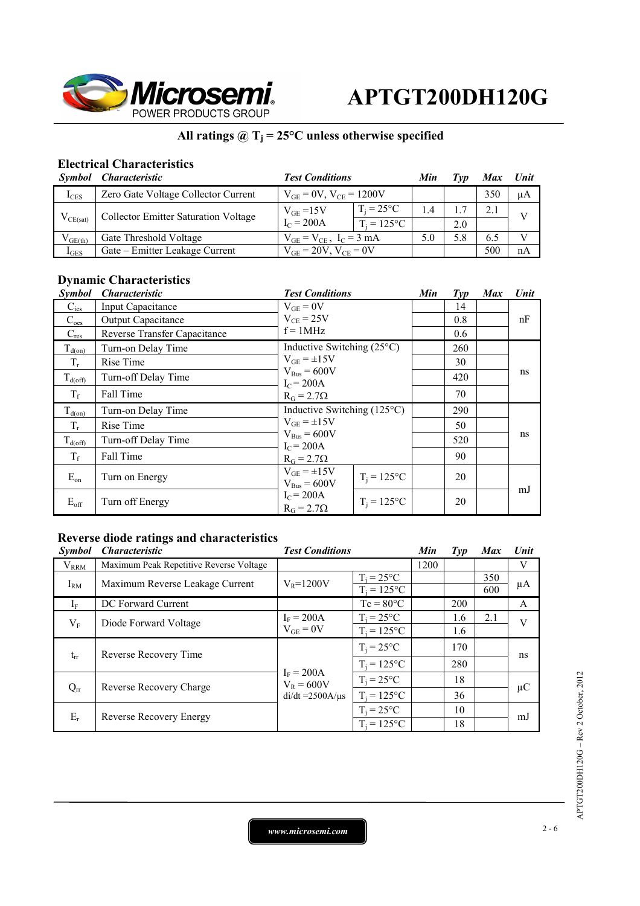**All ratings @ $T_j$ = 25°C unless otherwise specified**

### Electrical Characteristics

| Symbol | Characteristic | Test Conditions | | Min | Typ | Max | Unit |
|---|---|---|---|---|---|---|---|
| $I_{CES}$ | Zero Gate Voltage Collector Current | $V_{GE}$ = 0V, $V_{CE}$ = 1200V | | | | 350 | µA |
| $V_{CE(sat)}$ | Collector Emitter Saturation Voltage | $V_{GE}$ =15V, $I_C$ = 200A | $T_j$ = 25°C | 1.4 | 1.7 | 2.1 | V |
| | | | $T_j$ = 125°C | | 2.0 | | |
| $V_{GE(th)}$ | Gate Threshold Voltage | $V_{GE}$ = $V_{CE}$ , $I_C$ = 3 mA | | 5.0 | 5.8 | 6.5 | V |
| $I_{GES}$ | Gate – Emitter Leakage Current | $V_{GE}$ = 20V, $V_{CE}$ = 0V | | | | 500 | nA |

### Dynamic Characteristics

| Symbol | Characteristic | Test Conditions | | Min | Typ | Max | Unit |
|---|---|---|---|---|---|---|---|
| $C_{ies}$ | Input Capacitance | $V_{GE}$ = 0V, $V_{CE}$ = 25V, f = 1MHz | | | 14 | | nF |
| $C_{oes}$ | Output Capacitance | | | | 0.8 | | |
| $C_{res}$ | Reverse Transfer Capacitance | | | | 0.6 | | |
| $T_{d(on)}$ | Turn-on Delay Time | Inductive Switching (25°C), $V_{GE}$ = ±15V, $V_{Bus}$ = 600V, $I_C$ = 200A, $R_G$ = 2.7Ω | | | 260 | | ns |
| $T_r$ | Rise Time | | | | 30 | | |
| $T_{d(off)}$ | Turn-off Delay Time | | | | 420 | | |
| $T_f$ | Fall Time | | | | 70 | | |
| $T_{d(on)}$ | Turn-on Delay Time | Inductive Switching (125°C), $V_{GE}$ = ±15V, $V_{Bus}$ = 600V, $I_C$ = 200A, $R_G$ = 2.7Ω | | | 290 | | ns |
| $T_r$ | Rise Time | | | | 50 | | |
| $T_{d(off)}$ | Turn-off Delay Time | | | | 520 | | |
| $T_f$ | Fall Time | | | | 90 | | |
| $E_{on}$ | Turn on Energy | $V_{GE}$ = ±15V, $V_{Bus}$ = 600V, $I_C$ = 200A, $R_G$ = 2.7Ω | $T_j$ = 125°C | | 20 | | mJ |
| $E_{off}$ | Turn off Energy | | $T_j$ = 125°C | | 20 | | |

### Reverse diode ratings and characteristics

| Symbol | Characteristic | Test Conditions | | Min | Typ | Max | Unit |
|---|---|---|---|---|---|---|---|
| $V_{RRM}$ | Maximum Peak Repetitive Reverse Voltage | | | 1200 | | | V |
| $I_{RM}$ | Maximum Reverse Leakage Current | $V_R$=1200V | $T_j$ = 25°C | | | 350 | µA |
| | | | $T_j$ = 125°C | | | 600 | |
| $I_F$ | DC Forward Current | | Tc = 80°C | | 200 | | A |
| $V_F$ | Diode Forward Voltage | $I_F$ = 200A, $V_{GE}$ = 0V | $T_j$ = 25°C | | 1.6 | 2.1 | V |
| | | | $T_j$ = 125°C | | 1.6 | | |
| $t_{rr}$ | Reverse Recovery Time | $I_F$ = 200A, $V_R$ = 600V, di/dt =2500A/µs | $T_j$ = 25°C | | 170 | | ns |
| | | | $T_j$ = 125°C | | 280 | | |
| $Q_{rr}$ | Reverse Recovery Charge | | $T_j$ = 25°C | | 18 | | µC |
| | | | $T_j$ = 125°C | | 36 | | |
| $E_r$ | Reverse Recovery Energy | | $T_j$ = 25°C | | 10 | | mJ |
| | | | $T_j$ = 125°C | | 18 | | |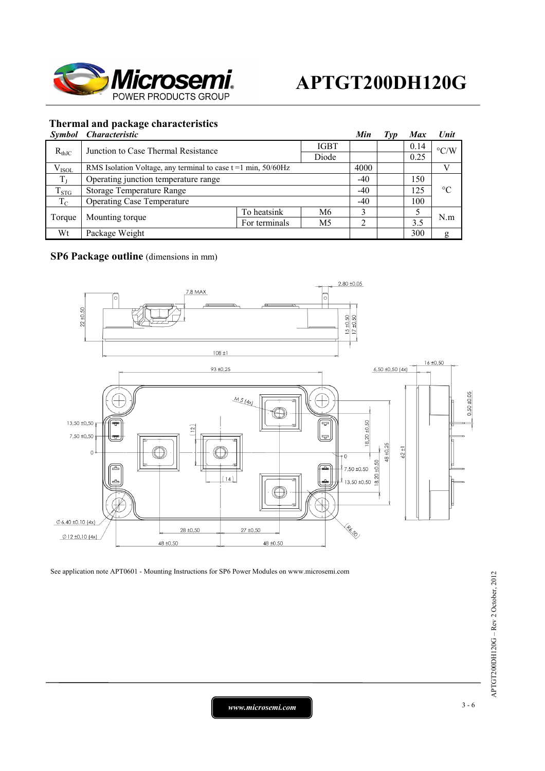## Thermal and package characteristics

| *Symbol* | *Characteristic* | | | *Min* | *Typ* | *Max* | *Unit* |
|---|---|---|---|---|---|---|---|
| $R_{thJC}$ | Junction to Case Thermal Resistance | | IGBT | | | 0.14 | °C/W |
| | | | Diode | | | 0.25 | |
| $V_{ISOL}$ | RMS Isolation Voltage, any terminal to case t =1 min, 50/60Hz | | | 4000 | | | V |
| $T_J$ | Operating junction temperature range | | | -40 | | 150 | °C |
| $T_{STG}$ | Storage Temperature Range | | | -40 | | 125 | |
| $T_C$ | Operating Case Temperature | | | -40 | | 100 | |
| Torque | Mounting torque | To heatsink | M6 | 3 | | 5 | N.m |
| | | For terminals | M5 | 2 | | 3.5 | |
| Wt | Package Weight | | | | | 300 | g |

## SP6 Package outline (dimensions in mm)

See application note APT0601 - Mounting Instructions for SP6 Power Modules on www.microsemi.com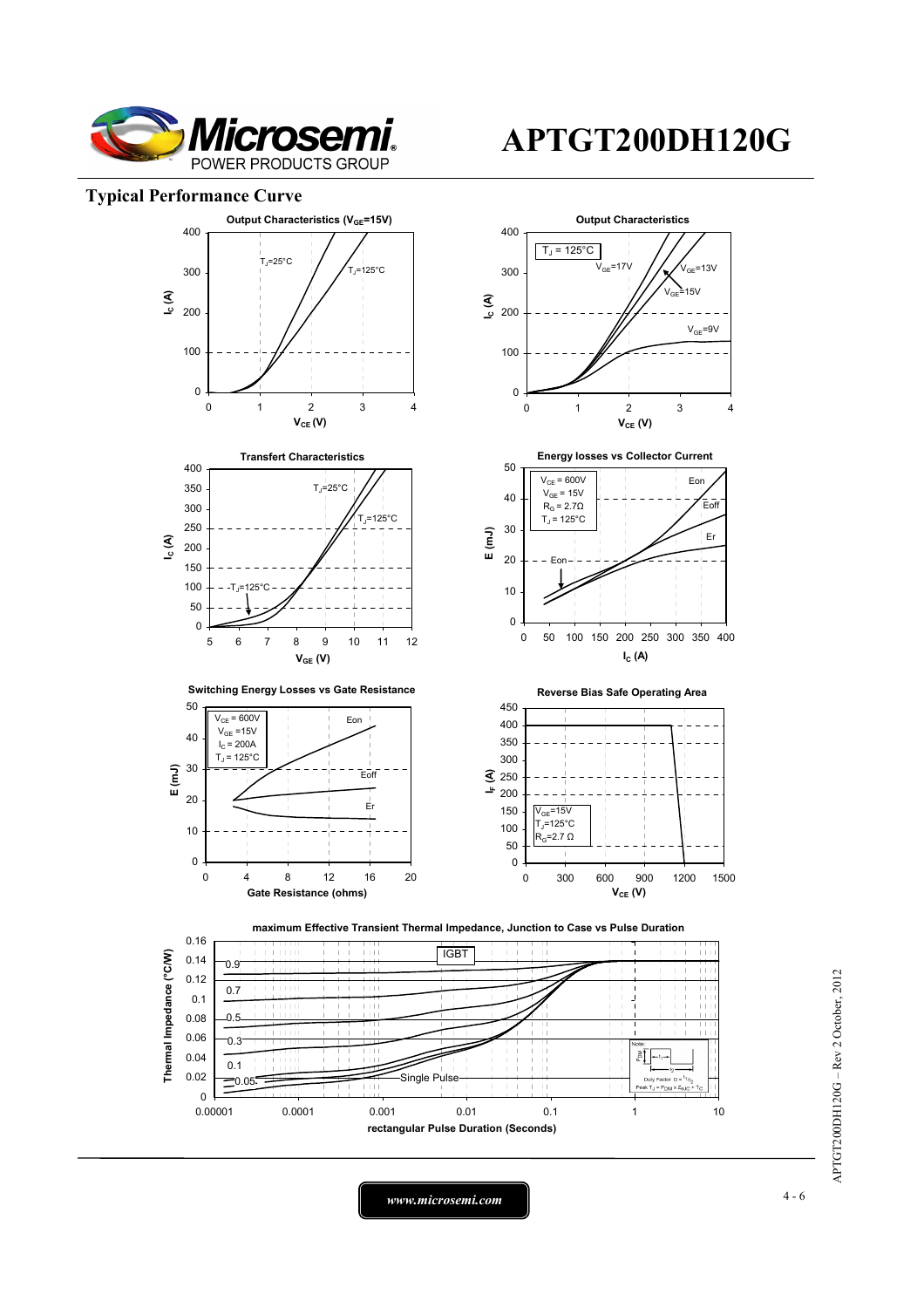## Typical Performance Curve

**Output Characteristics ($V_{GE}$=15V)**

$T_J$=25°C, $T_J$=125°C

$I_C$ (A) vs $V_{CE}$ (V)

**Output Characteristics**

$T_J$ = 125°C

$V_{GE}$=17V, $V_{GE}$=13V, $V_{GE}$=15V, $V_{GE}$=9V

$I_C$ (A) vs $V_{CE}$ (V)

**Transfert Characteristics**

$T_J$=25°C, $T_J$=125°C, $T_J$=125°C

$I_C$ (A) vs $V_{GE}$ (V)

**Energy losses vs Collector Current**

$V_{CE}$ = 600V
$V_{GE}$ = 15V
$R_G$ = 2.7Ω
$T_J$ = 125°C

Eon, Eoff, Er, Eon

E (mJ) vs $I_C$ (A)

**Switching Energy Losses vs Gate Resistance**

$V_{CE}$ = 600V
$V_{GE}$ =15V
$I_C$ = 200A
$T_J$ = 125°C

Eon, Eoff, Er

E (mJ) vs Gate Resistance (ohms)

**Reverse Bias Safe Operating Area**

$V_{GE}$=15V
$T_J$=125°C
$R_G$=2.7 Ω

$I_F$ (A) vs $V_{CE}$ (V)

**maximum Effective Transient Thermal Impedance, Junction to Case vs Pulse Duration**

IGBT

0.9, 0.7, 0.5, 0.3, 0.1, 0.05, Single Pulse

Note: Duty Factor $D = t_1/t_2$; Peak $T_J = P_{DM} \times Z_{thJC} + T_C$

Thermal Impedance (°C/W) vs rectangular Pulse Duration (Seconds)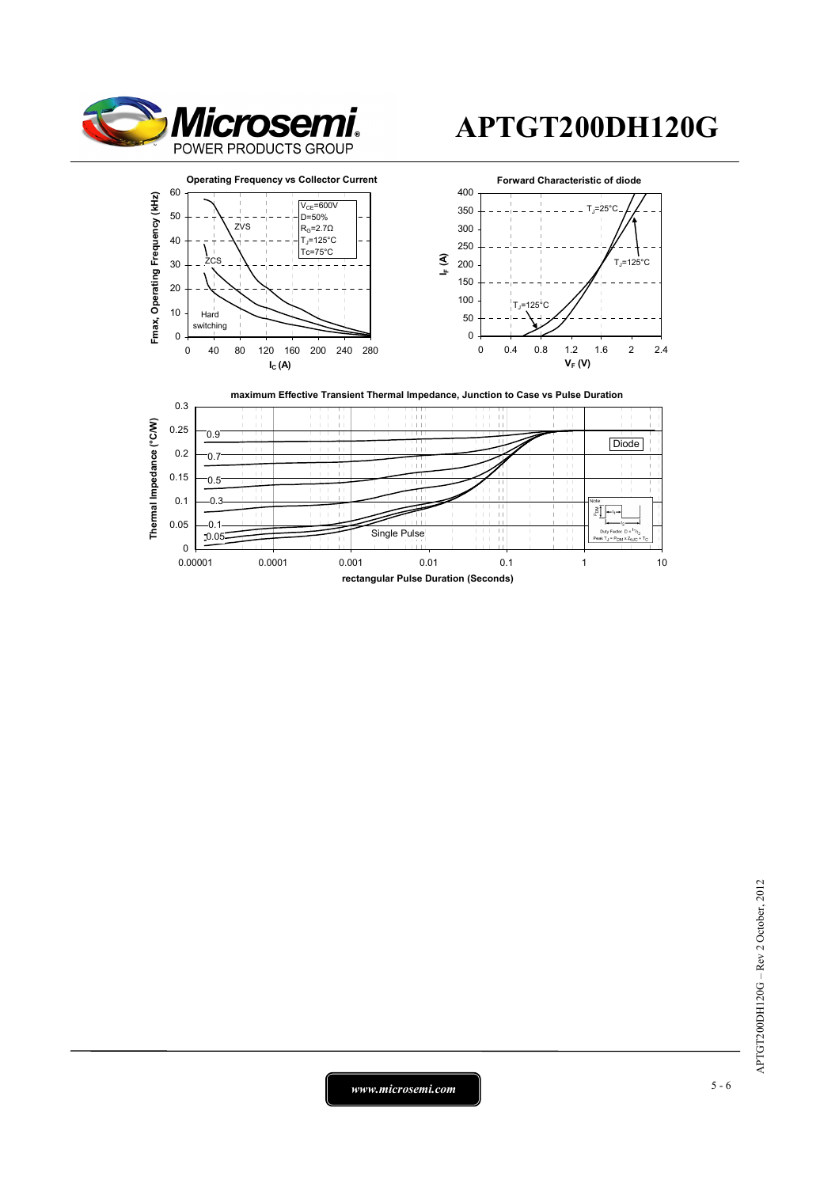# APTGT200DH120G

**Operating Frequency vs Collector Current**

$V_{CE}$=600V
D=50%
$R_G$=2.7Ω
$T_J$=125°C
Tc=75°C

ZVS
ZCS
Hard switching

Fmax, Operating Frequency (kHz)
$I_C$ (A)

**Forward Characteristic of diode**

$T_J$=25°C
$T_J$=125°C
$T_J$=125°C

$I_F$ (A)
$V_F$ (V)

**maximum Effective Transient Thermal Impedance, Junction to Case vs Pulse Duration**

0.9
0.7
0.5
0.3
0.1
0.05
Single Pulse
Diode

Note: Duty Factor $D = t_1/t_2$
Peak $T_J = P_{DM} \times Z_{\theta JC} + T_C$

Thermal Impedance (°C/W)
rectangular Pulse Duration (Seconds)

*www.microsemi.com*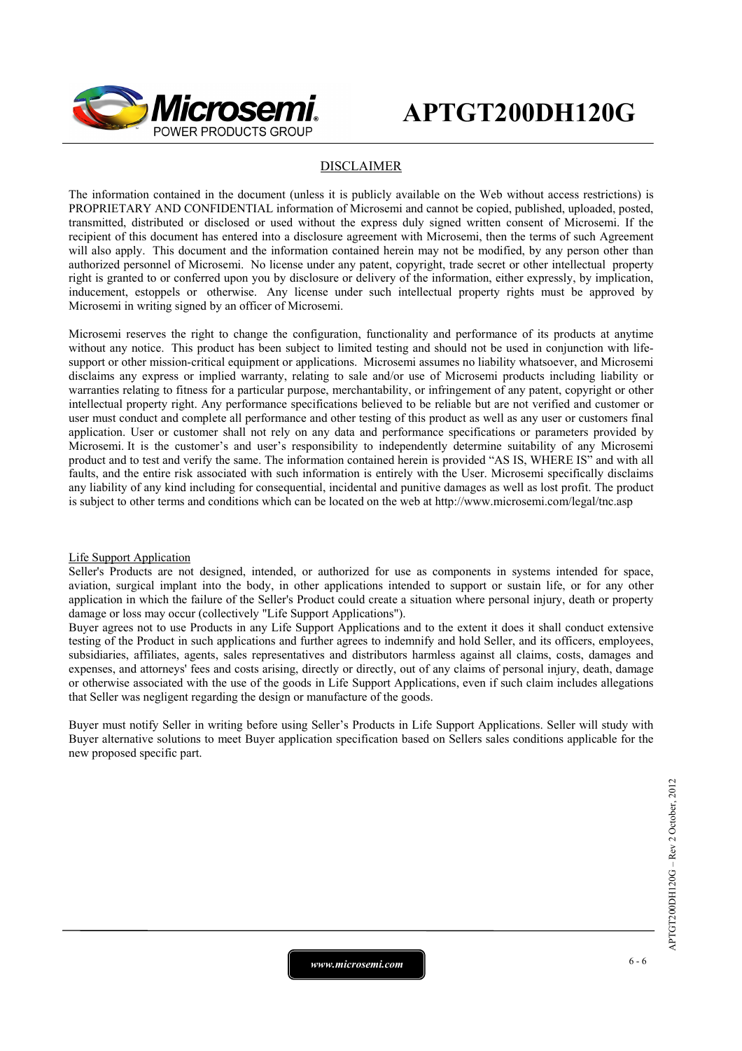## DISCLAIMER

The information contained in the document (unless it is publicly available on the Web without access restrictions) is PROPRIETARY AND CONFIDENTIAL information of Microsemi and cannot be copied, published, uploaded, posted, transmitted, distributed or disclosed or used without the express duly signed written consent of Microsemi. If the recipient of this document has entered into a disclosure agreement with Microsemi, then the terms of such Agreement will also apply. This document and the information contained herein may not be modified, by any person other than authorized personnel of Microsemi. No license under any patent, copyright, trade secret or other intellectual property right is granted to or conferred upon you by disclosure or delivery of the information, either expressly, by implication, inducement, estoppels or otherwise. Any license under such intellectual property rights must be approved by Microsemi in writing signed by an officer of Microsemi.

Microsemi reserves the right to change the configuration, functionality and performance of its products at anytime without any notice. This product has been subject to limited testing and should not be used in conjunction with life-support or other mission-critical equipment or applications. Microsemi assumes no liability whatsoever, and Microsemi disclaims any express or implied warranty, relating to sale and/or use of Microsemi products including liability or warranties relating to fitness for a particular purpose, merchantability, or infringement of any patent, copyright or other intellectual property right. Any performance specifications believed to be reliable but are not verified and customer or user must conduct and complete all performance and other testing of this product as well as any user or customers final application. User or customer shall not rely on any data and performance specifications or parameters provided by Microsemi. It is the customer's and user's responsibility to independently determine suitability of any Microsemi product and to test and verify the same. The information contained herein is provided "AS IS, WHERE IS" and with all faults, and the entire risk associated with such information is entirely with the User. Microsemi specifically disclaims any liability of any kind including for consequential, incidental and punitive damages as well as lost profit. The product is subject to other terms and conditions which can be located on the web at http://www.microsemi.com/legal/tnc.asp

### Life Support Application

Seller's Products are not designed, intended, or authorized for use as components in systems intended for space, aviation, surgical implant into the body, in other applications intended to support or sustain life, or for any other application in which the failure of the Seller's Product could create a situation where personal injury, death or property damage or loss may occur (collectively "Life Support Applications").

Buyer agrees not to use Products in any Life Support Applications and to the extent it does it shall conduct extensive testing of the Product in such applications and further agrees to indemnify and hold Seller, and its officers, employees, subsidiaries, affiliates, agents, sales representatives and distributors harmless against all claims, costs, damages and expenses, and attorneys' fees and costs arising, directly or directly, out of any claims of personal injury, death, damage or otherwise associated with the use of the goods in Life Support Applications, even if such claim includes allegations that Seller was negligent regarding the design or manufacture of the goods.

Buyer must notify Seller in writing before using Seller's Products in Life Support Applications. Seller will study with Buyer alternative solutions to meet Buyer application specification based on Sellers sales conditions applicable for the new proposed specific part.